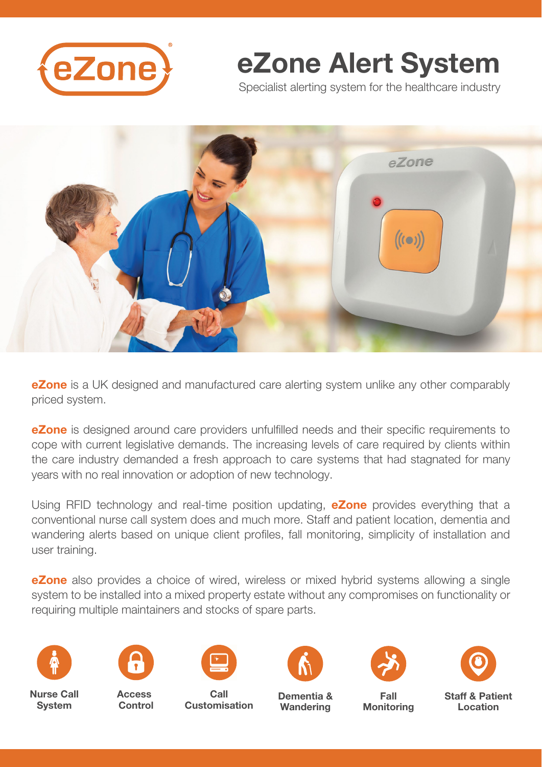# eZone Alert System

Specialist alerting system for the healthcare industry

**eZone** is a UK designed and manufactured care alerting system unlike any other comparably priced system.

**eZone** is designed around care providers unfulfilled needs and their specific requirements to cope with current legislative demands. The increasing levels of care required by clients within the care industry demanded a fresh approach to care systems that had stagnated for many years with no real innovation or adoption of new technology.

Using RFID technology and real-time position updating, **eZone** provides everything that a conventional nurse call system does and much more. Staff and patient location, dementia and wandering alerts based on unique client profiles, fall monitoring, simplicity of installation and user training.

**eZone** also provides a choice of wired, wireless or mixed hybrid systems allowing a single system to be installed into a mixed property estate without any compromises on functionality or requiring multiple maintainers and stocks of spare parts.

- **Nurse Call System**
- **Access Control**
- **Call Customisation**
- **Dementia & Wandering**
- **Fall Monitoring**
- **Staff & Patient Location**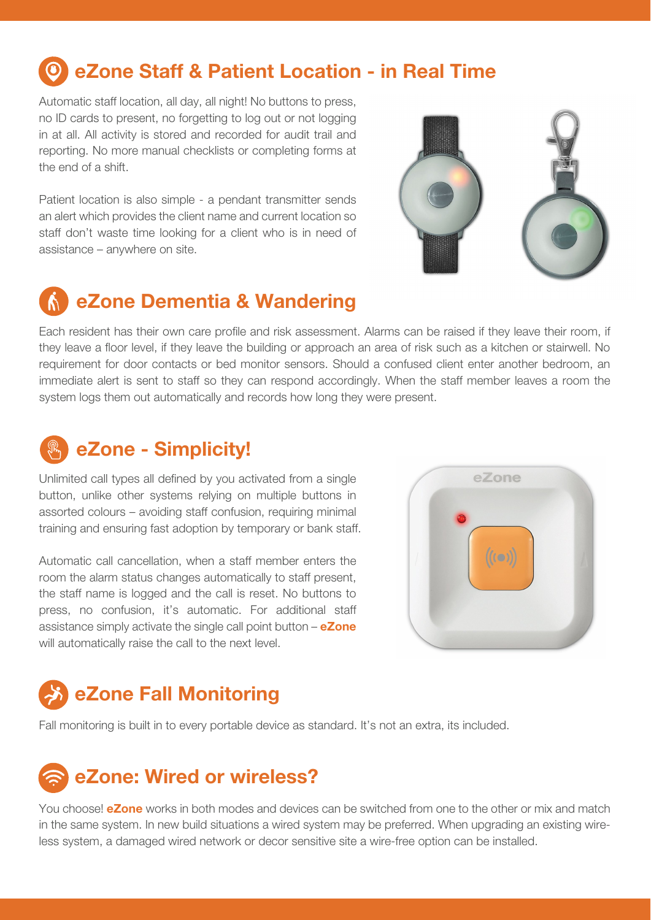## eZone Staff & Patient Location - in Real Time

Automatic staff location, all day, all night! No buttons to press, no ID cards to present, no forgetting to log out or not logging in at all. All activity is stored and recorded for audit trail and reporting. No more manual checklists or completing forms at the end of a shift.

Patient location is also simple - a pendant transmitter sends an alert which provides the client name and current location so staff don't waste time looking for a client who is in need of assistance – anywhere on site.

## eZone Dementia & Wandering

Each resident has their own care profile and risk assessment. Alarms can be raised if they leave their room, if they leave a floor level, if they leave the building or approach an area of risk such as a kitchen or stairwell. No requirement for door contacts or bed monitor sensors. Should a confused client enter another bedroom, an immediate alert is sent to staff so they can respond accordingly. When the staff member leaves a room the system logs them out automatically and records how long they were present.

## eZone - Simplicity!

Unlimited call types all defined by you activated from a single button, unlike other systems relying on multiple buttons in assorted colours – avoiding staff confusion, requiring minimal training and ensuring fast adoption by temporary or bank staff.

Automatic call cancellation, when a staff member enters the room the alarm status changes automatically to staff present, the staff name is logged and the call is reset. No buttons to press, no confusion, it's automatic. For additional staff assistance simply activate the single call point button – **eZone** will automatically raise the call to the next level.

## eZone Fall Monitoring

Fall monitoring is built in to every portable device as standard. It's not an extra, its included.

## eZone: Wired or wireless?

You choose! **eZone** works in both modes and devices can be switched from one to the other or mix and match in the same system. In new build situations a wired system may be preferred. When upgrading an existing wire-less system, a damaged wired network or decor sensitive site a wire-free option can be installed.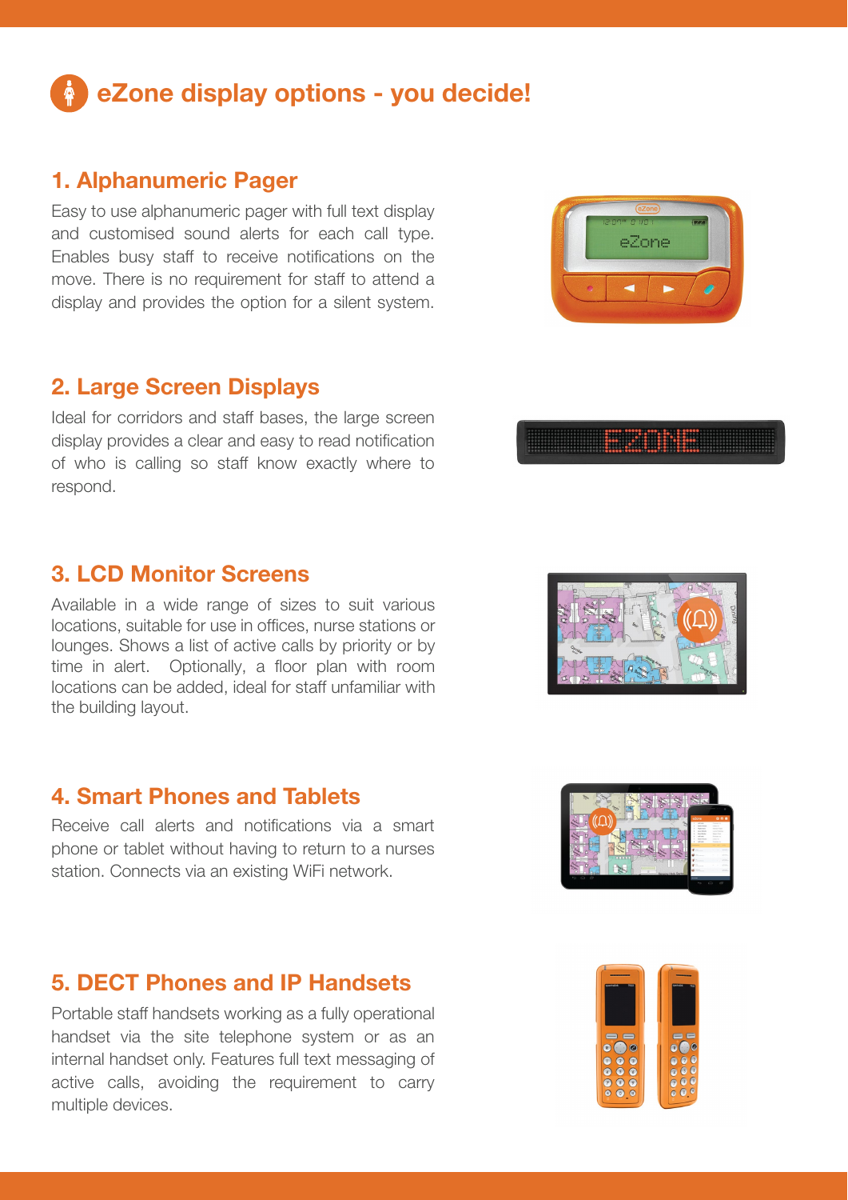# eZone display options - you decide!

## 1. Alphanumeric Pager

Easy to use alphanumeric pager with full text display and customised sound alerts for each call type. Enables busy staff to receive notifications on the move. There is no requirement for staff to attend a display and provides the option for a silent system.

## 2. Large Screen Displays

Ideal for corridors and staff bases, the large screen display provides a clear and easy to read notification of who is calling so staff know exactly where to respond.

## 3. LCD Monitor Screens

Available in a wide range of sizes to suit various locations, suitable for use in offices, nurse stations or lounges. Shows a list of active calls by priority or by time in alert. Optionally, a floor plan with room locations can be added, ideal for staff unfamiliar with the building layout.

## 4. Smart Phones and Tablets

Receive call alerts and notifications via a smart phone or tablet without having to return to a nurses station. Connects via an existing WiFi network.

## 5. DECT Phones and IP Handsets

Portable staff handsets working as a fully operational handset via the site telephone system or as an internal handset only. Features full text messaging of active calls, avoiding the requirement to carry multiple devices.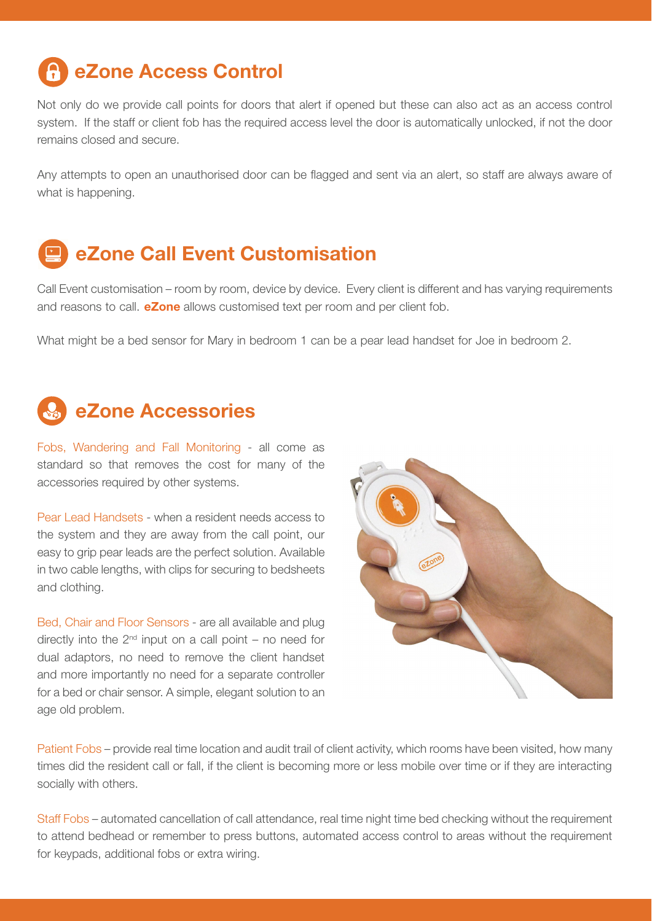## eZone Access Control

Not only do we provide call points for doors that alert if opened but these can also act as an access control system. If the staff or client fob has the required access level the door is automatically unlocked, if not the door remains closed and secure.

Any attempts to open an unauthorised door can be flagged and sent via an alert, so staff are always aware of what is happening.

## eZone Call Event Customisation

Call Event customisation – room by room, device by device. Every client is different and has varying requirements and reasons to call. **eZone** allows customised text per room and per client fob.

What might be a bed sensor for Mary in bedroom 1 can be a pear lead handset for Joe in bedroom 2.

## eZone Accessories

Fobs, Wandering and Fall Monitoring - all come as standard so that removes the cost for many of the accessories required by other systems.

Pear Lead Handsets - when a resident needs access to the system and they are away from the call point, our easy to grip pear leads are the perfect solution. Available in two cable lengths, with clips for securing to bedsheets and clothing.

Bed, Chair and Floor Sensors - are all available and plug directly into the 2nd input on a call point – no need for dual adaptors, no need to remove the client handset and more importantly no need for a separate controller for a bed or chair sensor. A simple, elegant solution to an age old problem.

Patient Fobs – provide real time location and audit trail of client activity, which rooms have been visited, how many times did the resident call or fall, if the client is becoming more or less mobile over time or if they are interacting socially with others.

Staff Fobs – automated cancellation of call attendance, real time night time bed checking without the requirement to attend bedhead or remember to press buttons, automated access control to areas without the requirement for keypads, additional fobs or extra wiring.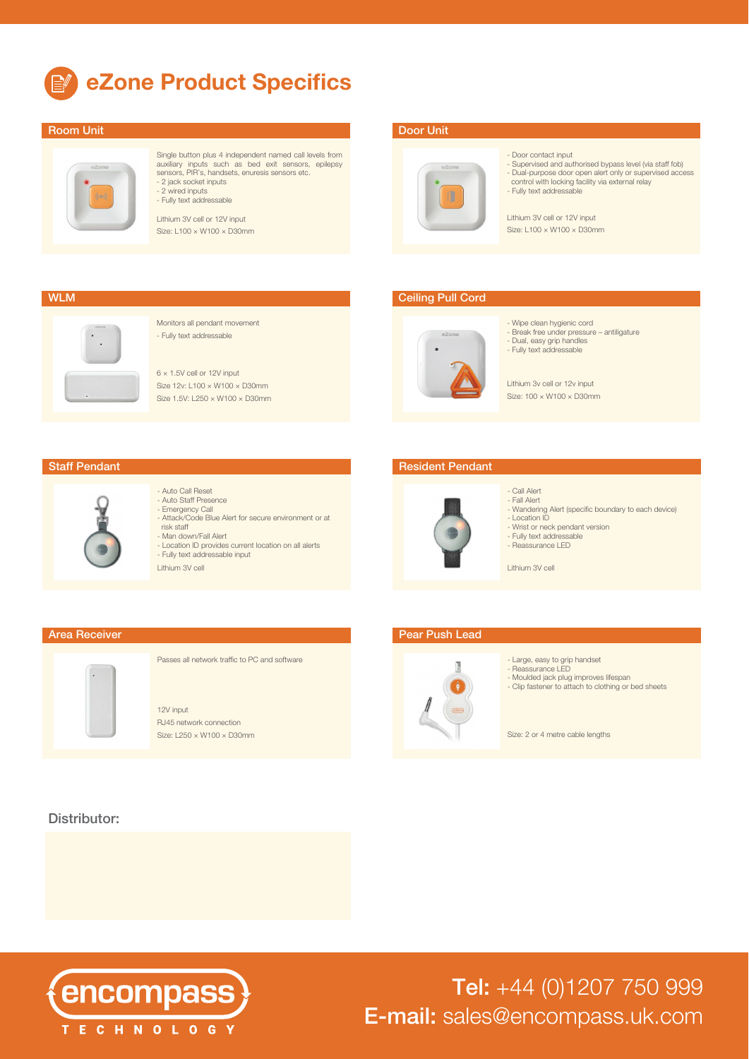# eZone Product Specifics

## Room Unit

Single button plus 4 independent named call levels from auxiliary inputs such as bed exit sensors, epilepsy sensors, PIR's, handsets, enuresis sensors etc.

- 2 jack socket inputs
- 2 wired inputs
- Fully text addressable

Lithium 3V cell or 12V input

Size: L100 × W100 × D30mm

## Door Unit

- Door contact input
- Supervised and authorised bypass level (via staff fob)
- Dual-purpose door open alert only or supervised access control with locking facility via external relay
- Fully text addressable

Lithium 3V cell or 12V input

Size: L100 × W100 × D30mm

## WLM

Monitors all pendant movement

- Fully text addressable

6 × 1.5V cell or 12V input

Size 12v: L100 × W100 × D30mm

Size 1.5V: L250 × W100 × D30mm

## Ceiling Pull Cord

- Wipe clean hygienic cord
- Break free under pressure – antiligature
- Dual, easy grip handles
- Fully text addressable

Lithium 3v cell or 12v input

Size: 100 × W100 × D30mm

## Staff Pendant

- Auto Call Reset
- Auto Staff Presence
- Emergency Call
- Attack/Code Blue Alert for secure environment or at risk staff
- Man down/Fall Alert
- Location ID provides current location on all alerts
- Fully text addressable input

Lithium 3V cell

## Resident Pendant

- Call Alert
- Fall Alert
- Wandering Alert (specific boundary to each device)
- Location ID
- Wrist or neck pendant version
- Fully text addressable
- Reassurance LED

Lithium 3V cell

## Area Receiver

Passes all network traffic to PC and software

12V input

RJ45 network connection

Size: L250 × W100 × D30mm

## Pear Push Lead

- Large, easy to grip handset
- Reassurance LED
- Moulded jack plug improves lifespan
- Clip fastener to attach to clothing or bed sheets

Size: 2 or 4 metre cable lengths

Distributor:

encompass TECHNOLOGY

**Tel:** +44 (0)1207 750 999

**E-mail:** sales@encompass.uk.com